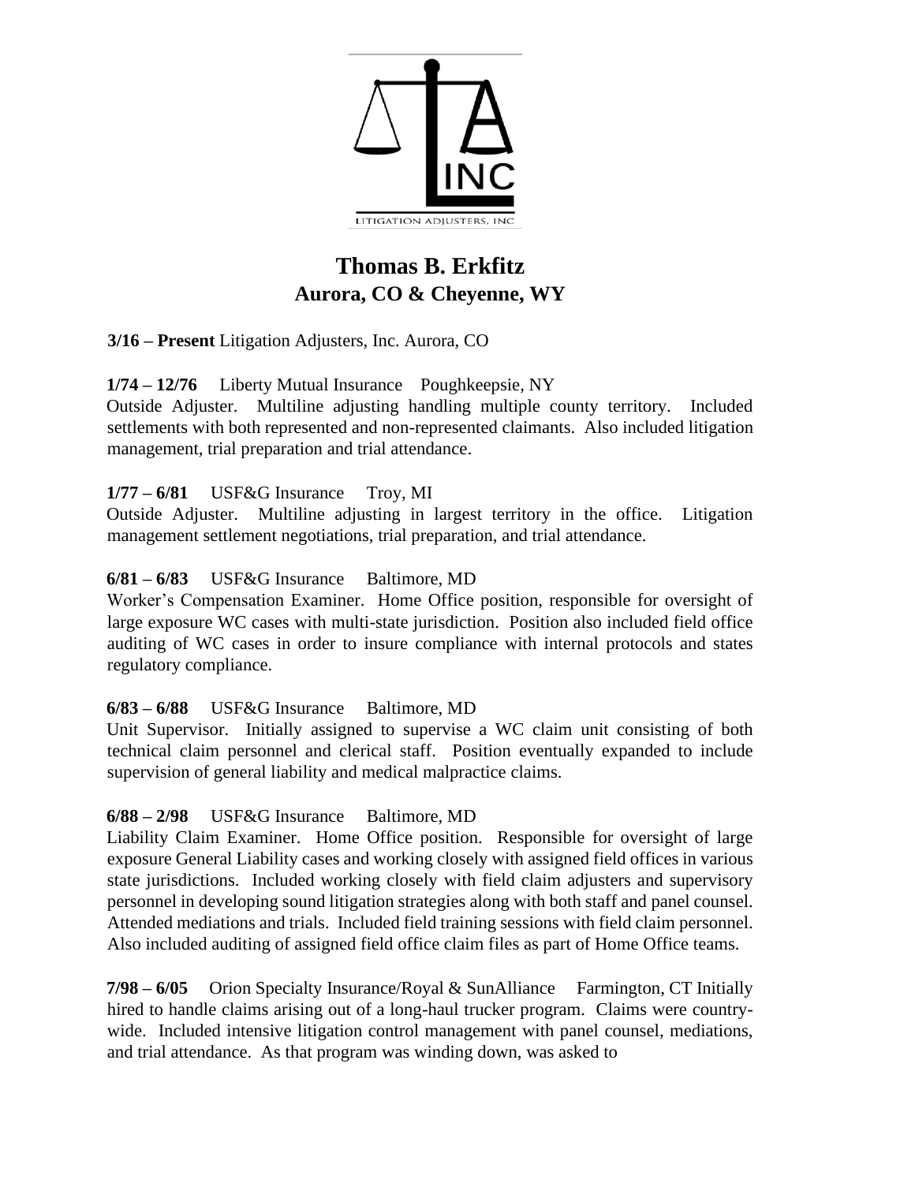LITIGATION ADJUSTERS, INC

# Thomas B. Erkfitz
## Aurora, CO & Cheyenne, WY

**3/16 – Present** Litigation Adjusters, Inc. Aurora, CO

**1/74 – 12/76** Liberty Mutual Insurance Poughkeepsie, NY
Outside Adjuster. Multiline adjusting handling multiple county territory. Included settlements with both represented and non-represented claimants. Also included litigation management, trial preparation and trial attendance.

**1/77 – 6/81** USF&G Insurance Troy, MI
Outside Adjuster. Multiline adjusting in largest territory in the office. Litigation management settlement negotiations, trial preparation, and trial attendance.

**6/81 – 6/83** USF&G Insurance Baltimore, MD
Worker's Compensation Examiner. Home Office position, responsible for oversight of large exposure WC cases with multi-state jurisdiction. Position also included field office auditing of WC cases in order to insure compliance with internal protocols and states regulatory compliance.

**6/83 – 6/88** USF&G Insurance Baltimore, MD
Unit Supervisor. Initially assigned to supervise a WC claim unit consisting of both technical claim personnel and clerical staff. Position eventually expanded to include supervision of general liability and medical malpractice claims.

**6/88 – 2/98** USF&G Insurance Baltimore, MD
Liability Claim Examiner. Home Office position. Responsible for oversight of large exposure General Liability cases and working closely with assigned field offices in various state jurisdictions. Included working closely with field claim adjusters and supervisory personnel in developing sound litigation strategies along with both staff and panel counsel. Attended mediations and trials. Included field training sessions with field claim personnel. Also included auditing of assigned field office claim files as part of Home Office teams.

**7/98 – 6/05** Orion Specialty Insurance/Royal & SunAlliance Farmington, CT Initially hired to handle claims arising out of a long-haul trucker program. Claims were country-wide. Included intensive litigation control management with panel counsel, mediations, and trial attendance. As that program was winding down, was asked to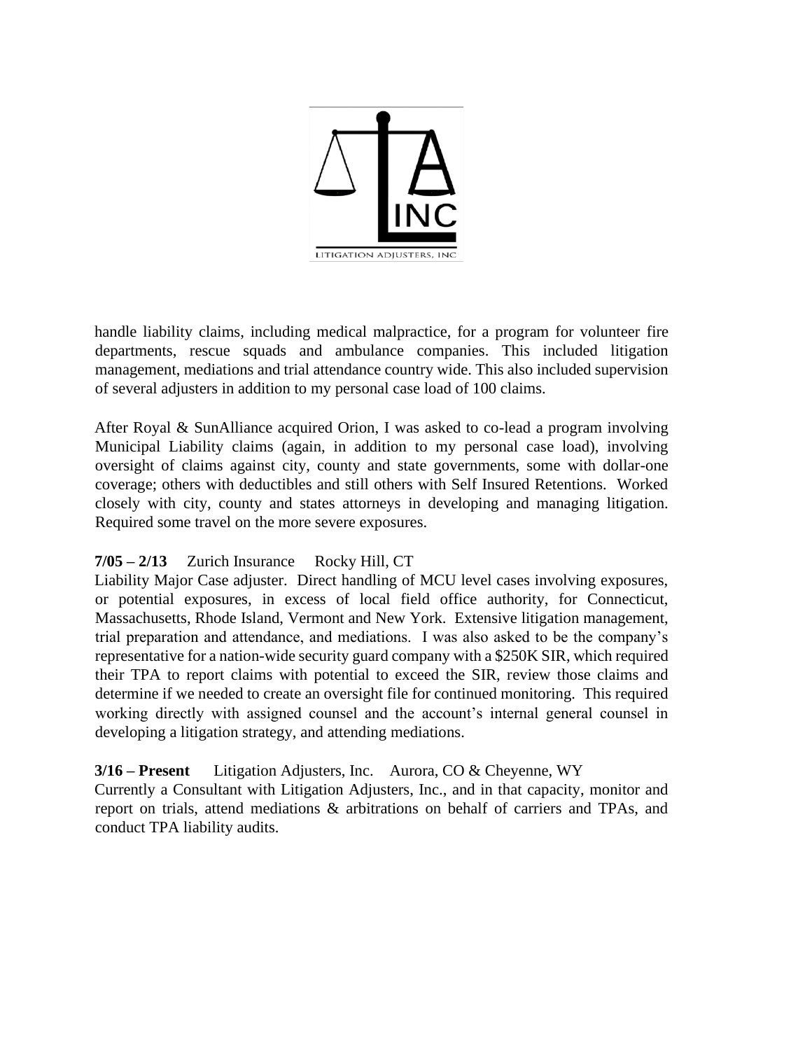handle liability claims, including medical malpractice, for a program for volunteer fire departments, rescue squads and ambulance companies. This included litigation management, mediations and trial attendance country wide. This also included supervision of several adjusters in addition to my personal case load of 100 claims.

After Royal & SunAlliance acquired Orion, I was asked to co-lead a program involving Municipal Liability claims (again, in addition to my personal case load), involving oversight of claims against city, county and state governments, some with dollar-one coverage; others with deductibles and still others with Self Insured Retentions. Worked closely with city, county and states attorneys in developing and managing litigation. Required some travel on the more severe exposures.

**7/05 – 2/13** Zurich Insurance Rocky Hill, CT

Liability Major Case adjuster. Direct handling of MCU level cases involving exposures, or potential exposures, in excess of local field office authority, for Connecticut, Massachusetts, Rhode Island, Vermont and New York. Extensive litigation management, trial preparation and attendance, and mediations. I was also asked to be the company's representative for a nation-wide security guard company with a $250K SIR, which required their TPA to report claims with potential to exceed the SIR, review those claims and determine if we needed to create an oversight file for continued monitoring. This required working directly with assigned counsel and the account's internal general counsel in developing a litigation strategy, and attending mediations.

**3/16 – Present** Litigation Adjusters, Inc. Aurora, CO & Cheyenne, WY

Currently a Consultant with Litigation Adjusters, Inc., and in that capacity, monitor and report on trials, attend mediations & arbitrations on behalf of carriers and TPAs, and conduct TPA liability audits.